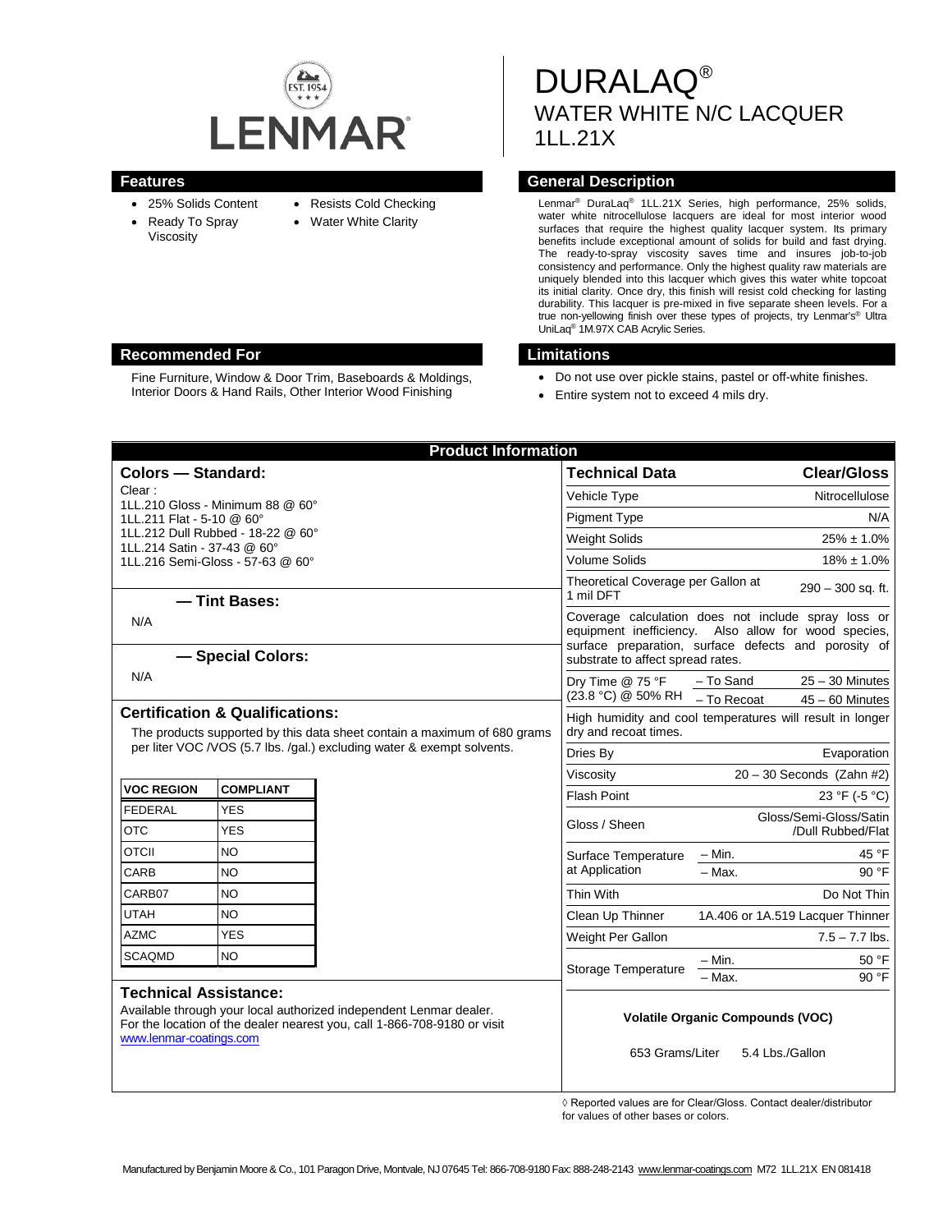# DURALAQ®

## WATER WHITE N/C LACQUER

## 1LL.21X

## Features

- 25% Solids Content
- Ready To Spray Viscosity
- Resists Cold Checking
- Water White Clarity

## General Description

Lenmar® DuraLaq® 1LL.21X Series, high performance, 25% solids, water white nitrocellulose lacquers are ideal for most interior wood surfaces that require the highest quality lacquer system. Its primary benefits include exceptional amount of solids for build and fast drying. The ready-to-spray viscosity saves time and insures job-to-job consistency and performance. Only the highest quality raw materials are uniquely blended into this lacquer which gives this water white topcoat its initial clarity. Once dry, this finish will resist cold checking for lasting durability. This lacquer is pre-mixed in five separate sheen levels. For a true non-yellowing finish over these types of projects, try Lenmar's® Ultra UniLaq® 1M.97X CAB Acrylic Series.

## Recommended For

Fine Furniture, Window & Door Trim, Baseboards & Moldings, Interior Doors & Hand Rails, Other Interior Wood Finishing

## Limitations

- Do not use over pickle stains, pastel or off-white finishes.
- Entire system not to exceed 4 mils dry.

## Product Information

### Colors — Standard:

Clear :
1LL.210 Gloss - Minimum 88 @ 60°
1LL.211 Flat - 5-10 @ 60°
1LL.212 Dull Rubbed - 18-22 @ 60°
1LL.214 Satin - 37-43 @ 60°
1LL.216 Semi-Gloss - 57-63 @ 60°

### — Tint Bases:

N/A

### — Special Colors:

N/A

### Certification & Qualifications:

The products supported by this data sheet contain a maximum of 680 grams per liter VOC /VOS (5.7 lbs. /gal.) excluding water & exempt solvents.

| VOC REGION | COMPLIANT |
|---|---|
| FEDERAL | YES |
| OTC | YES |
| OTCII | NO |
| CARB | NO |
| CARB07 | NO |
| UTAH | NO |
| AZMC | YES |
| SCAQMD | NO |

### Technical Assistance:

Available through your local authorized independent Lenmar dealer. For the location of the dealer nearest you, call 1-866-708-9180 or visit www.lenmar-coatings.com

| Technical Data | | Clear/Gloss |
|---|---|---|
| Vehicle Type | | Nitrocellulose |
| Pigment Type | | N/A |
| Weight Solids | | 25% ± 1.0% |
| Volume Solids | | 18% ± 1.0% |
| Theoretical Coverage per Gallon at 1 mil DFT | | 290 – 300 sq. ft. |
| Coverage calculation does not include spray loss or equipment inefficiency. Also allow for wood species, surface preparation, surface defects and porosity of substrate to affect spread rates. | | |
| Dry Time @ 75 °F (23.8 °C) @ 50% RH | – To Sand | 25 – 30 Minutes |
| | – To Recoat | 45 – 60 Minutes |
| High humidity and cool temperatures will result in longer dry and recoat times. | | |
| Dries By | | Evaporation |
| Viscosity | | 20 – 30 Seconds (Zahn #2) |
| Flash Point | | 23 °F (-5 °C) |
| Gloss / Sheen | | Gloss/Semi-Gloss/Satin /Dull Rubbed/Flat |
| Surface Temperature at Application | – Min. | 45 °F |
| | – Max. | 90 °F |
| Thin With | | Do Not Thin |
| Clean Up Thinner | | 1A.406 or 1A.519 Lacquer Thinner |
| Weight Per Gallon | | 7.5 – 7.7 lbs. |
| Storage Temperature | – Min. | 50 °F |
| | – Max. | 90 °F |

**Volatile Organic Compounds (VOC)**

653 Grams/Liter    5.4 Lbs./Gallon

◊ Reported values are for Clear/Gloss. Contact dealer/distributor for values of other bases or colors.

Manufactured by Benjamin Moore & Co., 101 Paragon Drive, Montvale, NJ 07645 Tel: 866-708-9180 Fax: 888-248-2143 www.lenmar-coatings.com M72 1LL.21X EN 081418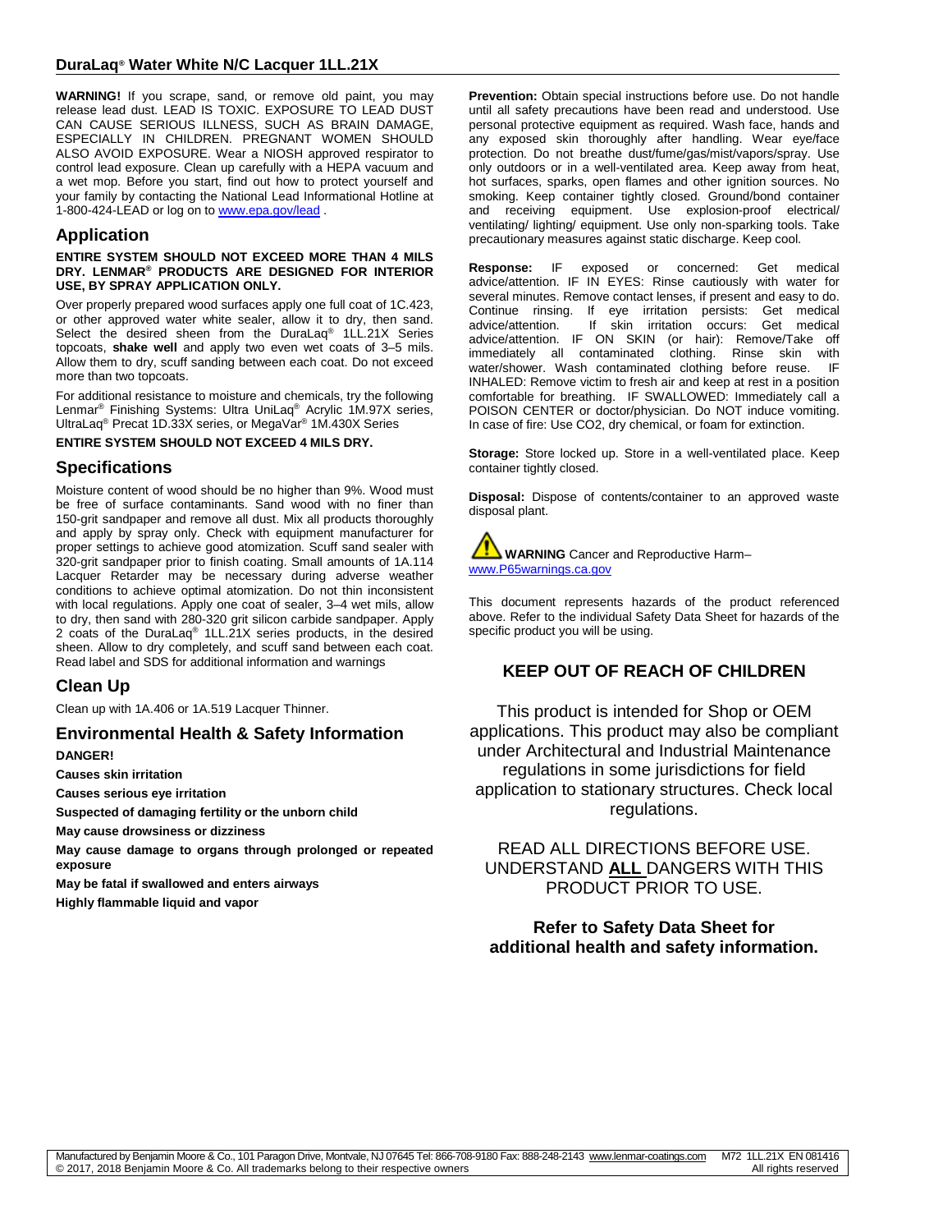# DuraLaq® Water White N/C Lacquer 1LL.21X

**WARNING!** If you scrape, sand, or remove old paint, you may release lead dust. LEAD IS TOXIC. EXPOSURE TO LEAD DUST CAN CAUSE SERIOUS ILLNESS, SUCH AS BRAIN DAMAGE, ESPECIALLY IN CHILDREN. PREGNANT WOMEN SHOULD ALSO AVOID EXPOSURE. Wear a NIOSH approved respirator to control lead exposure. Clean up carefully with a HEPA vacuum and a wet mop. Before you start, find out how to protect yourself and your family by contacting the National Lead Informational Hotline at 1-800-424-LEAD or log on to www.epa.gov/lead .

## Application

**ENTIRE SYSTEM SHOULD NOT EXCEED MORE THAN 4 MILS DRY. LENMAR® PRODUCTS ARE DESIGNED FOR INTERIOR USE, BY SPRAY APPLICATION ONLY.**

Over properly prepared wood surfaces apply one full coat of 1C.423, or other approved water white sealer, allow it to dry, then sand. Select the desired sheen from the DuraLaq® 1LL.21X Series topcoats, **shake well** and apply two even wet coats of 3–5 mils. Allow them to dry, scuff sanding between each coat. Do not exceed more than two topcoats.

For additional resistance to moisture and chemicals, try the following Lenmar® Finishing Systems: Ultra UniLaq® Acrylic 1M.97X series, UltraLaq® Precat 1D.33X series, or MegaVar® 1M.430X Series

**ENTIRE SYSTEM SHOULD NOT EXCEED 4 MILS DRY.**

## Specifications

Moisture content of wood should be no higher than 9%. Wood must be free of surface contaminants. Sand wood with no finer than 150-grit sandpaper and remove all dust. Mix all products thoroughly and apply by spray only. Check with equipment manufacturer for proper settings to achieve good atomization. Scuff sand sealer with 320-grit sandpaper prior to finish coating. Small amounts of 1A.114 Lacquer Retarder may be necessary during adverse weather conditions to achieve optimal atomization. Do not thin inconsistent with local regulations. Apply one coat of sealer, 3–4 wet mils, allow to dry, then sand with 280-320 grit silicon carbide sandpaper. Apply 2 coats of the DuraLaq® 1LL.21X series products, in the desired sheen. Allow to dry completely, and scuff sand between each coat. Read label and SDS for additional information and warnings

## Clean Up

Clean up with 1A.406 or 1A.519 Lacquer Thinner.

## Environmental Health & Safety Information

**DANGER!**

**Causes skin irritation**

**Causes serious eye irritation**

**Suspected of damaging fertility or the unborn child**

**May cause drowsiness or dizziness**

**May cause damage to organs through prolonged or repeated exposure**

**May be fatal if swallowed and enters airways**

**Highly flammable liquid and vapor**

**Prevention:** Obtain special instructions before use. Do not handle until all safety precautions have been read and understood. Use personal protective equipment as required. Wash face, hands and any exposed skin thoroughly after handling. Wear eye/face protection. Do not breathe dust/fume/gas/mist/vapors/spray. Use only outdoors or in a well-ventilated area. Keep away from heat, hot surfaces, sparks, open flames and other ignition sources. No smoking. Keep container tightly closed. Ground/bond container and receiving equipment. Use explosion-proof electrical/ ventilating/ lighting/ equipment. Use only non-sparking tools. Take precautionary measures against static discharge. Keep cool.

**Response:** IF exposed or concerned: Get medical advice/attention. IF IN EYES: Rinse cautiously with water for several minutes. Remove contact lenses, if present and easy to do. Continue rinsing. If eye irritation persists: Get medical advice/attention. If skin irritation occurs: Get medical advice/attention. IF ON SKIN (or hair): Remove/Take off immediately all contaminated clothing. Rinse skin with water/shower. Wash contaminated clothing before reuse. IF INHALED: Remove victim to fresh air and keep at rest in a position comfortable for breathing. IF SWALLOWED: Immediately call a POISON CENTER or doctor/physician. Do NOT induce vomiting. In case of fire: Use CO2, dry chemical, or foam for extinction.

**Storage:** Store locked up. Store in a well-ventilated place. Keep container tightly closed.

**Disposal:** Dispose of contents/container to an approved waste disposal plant.

**WARNING** Cancer and Reproductive Harm– www.P65warnings.ca.gov

This document represents hazards of the product referenced above. Refer to the individual Safety Data Sheet for hazards of the specific product you will be using.

**KEEP OUT OF REACH OF CHILDREN**

This product is intended for Shop or OEM applications. This product may also be compliant under Architectural and Industrial Maintenance regulations in some jurisdictions for field application to stationary structures. Check local regulations.

READ ALL DIRECTIONS BEFORE USE. UNDERSTAND **ALL** DANGERS WITH THIS PRODUCT PRIOR TO USE.

**Refer to Safety Data Sheet for additional health and safety information.**

Manufactured by Benjamin Moore & Co., 101 Paragon Drive, Montvale, NJ 07645 Tel: 866-708-9180 Fax: 888-248-2143 www.lenmar-coatings.com M72 1LL.21X EN 081416
© 2017, 2018 Benjamin Moore & Co. All trademarks belong to their respective owners All rights reserved